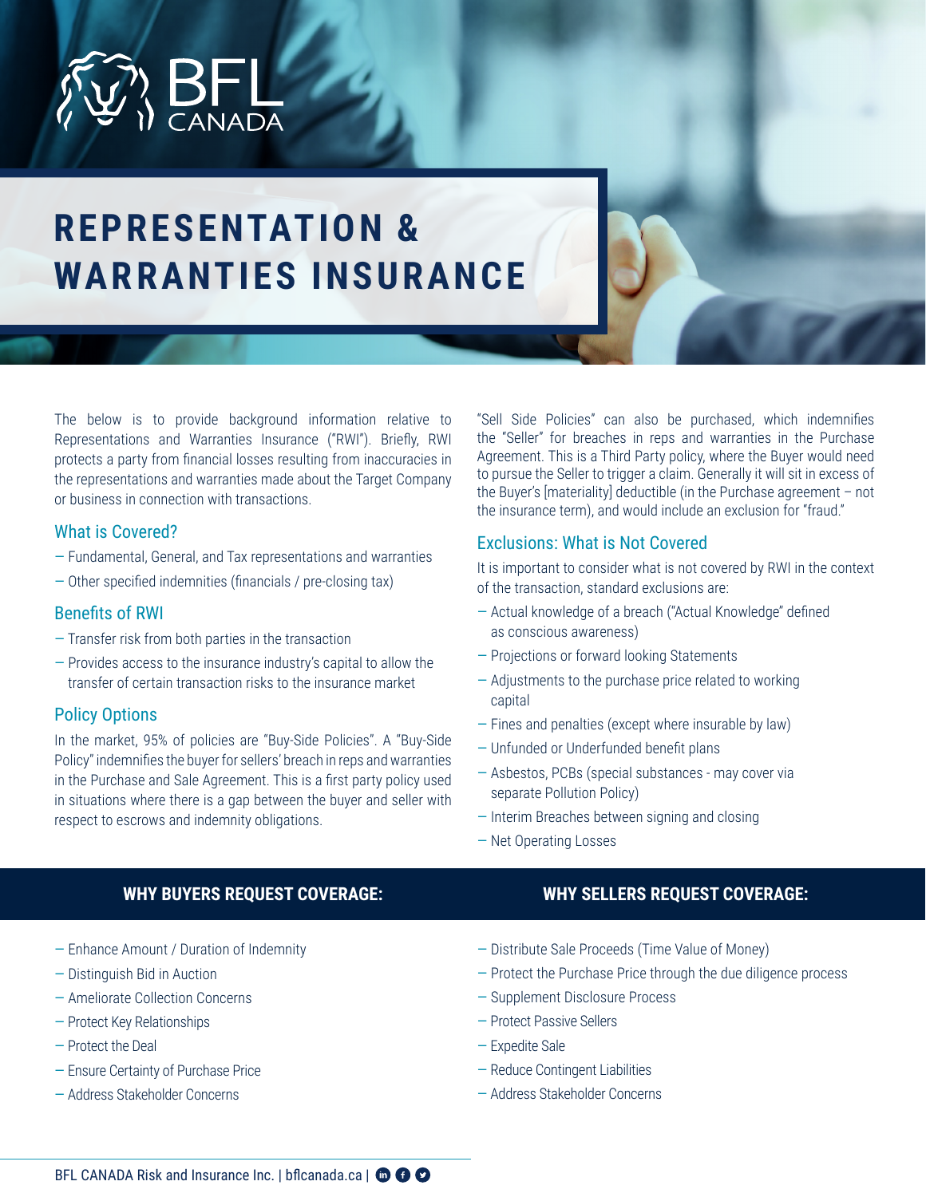# REPRESENTATION & WARRANTIES INSURANCE

The below is to provide background information relative to Representations and Warranties Insurance ("RWI"). Briefly, RWI protects a party from financial losses resulting from inaccuracies in the representations and warranties made about the Target Company or business in connection with transactions.

## What is Covered?

- Fundamental, General, and Tax representations and warranties
- Other specified indemnities (financials / pre-closing tax)

## Benefits of RWI

- Transfer risk from both parties in the transaction
- Provides access to the insurance industry's capital to allow the transfer of certain transaction risks to the insurance market

## Policy Options

In the market, 95% of policies are "Buy-Side Policies". A "Buy-Side Policy" indemnifies the buyer for sellers' breach in reps and warranties in the Purchase and Sale Agreement. This is a first party policy used in situations where there is a gap between the buyer and seller with respect to escrows and indemnity obligations.

"Sell Side Policies" can also be purchased, which indemnifies the "Seller" for breaches in reps and warranties in the Purchase Agreement. This is a Third Party policy, where the Buyer would need to pursue the Seller to trigger a claim. Generally it will sit in excess of the Buyer's [materiality] deductible (in the Purchase agreement – not the insurance term), and would include an exclusion for "fraud."

## Exclusions: What is Not Covered

It is important to consider what is not covered by RWI in the context of the transaction, standard exclusions are:

- Actual knowledge of a breach ("Actual Knowledge" defined as conscious awareness)
- Projections or forward looking Statements
- Adjustments to the purchase price related to working capital
- Fines and penalties (except where insurable by law)
- Unfunded or Underfunded benefit plans
- Asbestos, PCBs (special substances - may cover via separate Pollution Policy)
- Interim Breaches between signing and closing
- Net Operating Losses

## WHY BUYERS REQUEST COVERAGE:

- Enhance Amount / Duration of Indemnity
- Distinguish Bid in Auction
- Ameliorate Collection Concerns
- Protect Key Relationships
- Protect the Deal
- Ensure Certainty of Purchase Price
- Address Stakeholder Concerns

## WHY SELLERS REQUEST COVERAGE:

- Distribute Sale Proceeds (Time Value of Money)
- Protect the Purchase Price through the due diligence process
- Supplement Disclosure Process
- Protect Passive Sellers
- Expedite Sale
- Reduce Contingent Liabilities
- Address Stakeholder Concerns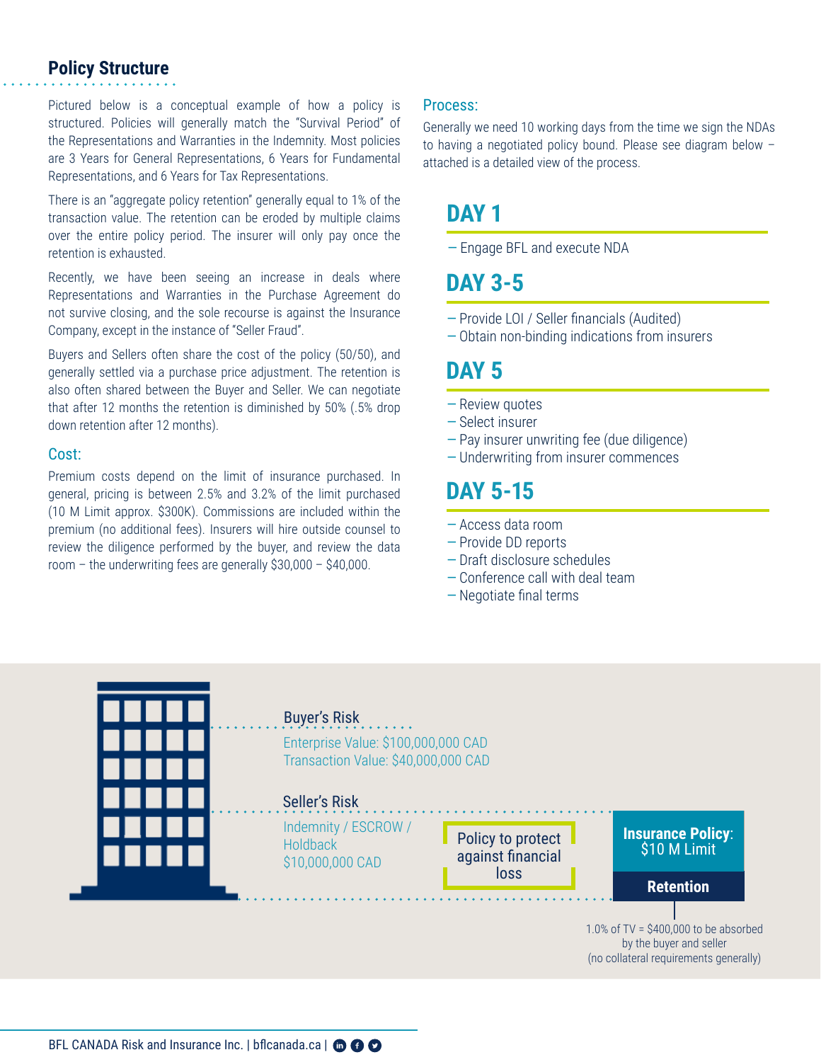## Policy Structure

Pictured below is a conceptual example of how a policy is structured. Policies will generally match the "Survival Period" of the Representations and Warranties in the Indemnity. Most policies are 3 Years for General Representations, 6 Years for Fundamental Representations, and 6 Years for Tax Representations.

There is an "aggregate policy retention" generally equal to 1% of the transaction value. The retention can be eroded by multiple claims over the entire policy period. The insurer will only pay once the retention is exhausted.

Recently, we have been seeing an increase in deals where Representations and Warranties in the Purchase Agreement do not survive closing, and the sole recourse is against the Insurance Company, except in the instance of "Seller Fraud".

Buyers and Sellers often share the cost of the policy (50/50), and generally settled via a purchase price adjustment. The retention is also often shared between the Buyer and Seller. We can negotiate that after 12 months the retention is diminished by 50% (.5% drop down retention after 12 months).

### Cost:

Premium costs depend on the limit of insurance purchased. In general, pricing is between 2.5% and 3.2% of the limit purchased (10 M Limit approx. $300K). Commissions are included within the premium (no additional fees). Insurers will hire outside counsel to review the diligence performed by the buyer, and review the data room – the underwriting fees are generally $30,000 – $40,000.

### Process:

Generally we need 10 working days from the time we sign the NDAs to having a negotiated policy bound. Please see diagram below – attached is a detailed view of the process.

## DAY 1

- Engage BFL and execute NDA

## DAY 3-5

- Provide LOI / Seller financials (Audited)
- Obtain non-binding indications from insurers

## DAY 5

- Review quotes
- Select insurer
- Pay insurer unwriting fee (due diligence)
- Underwriting from insurer commences

## DAY 5-15

- Access data room
- Provide DD reports
- Draft disclosure schedules
- Conference call with deal team
- Negotiate final terms

**Buyer's Risk**

Enterprise Value: $100,000,000 CAD
Transaction Value: $40,000,000 CAD

**Seller's Risk**

Indemnity / ESCROW / Holdback
$10,000,000 CAD

Policy to protect against financial loss

**Insurance Policy**: $10 M Limit

**Retention**

1.0% of TV = $400,000 to be absorbed by the buyer and seller (no collateral requirements generally)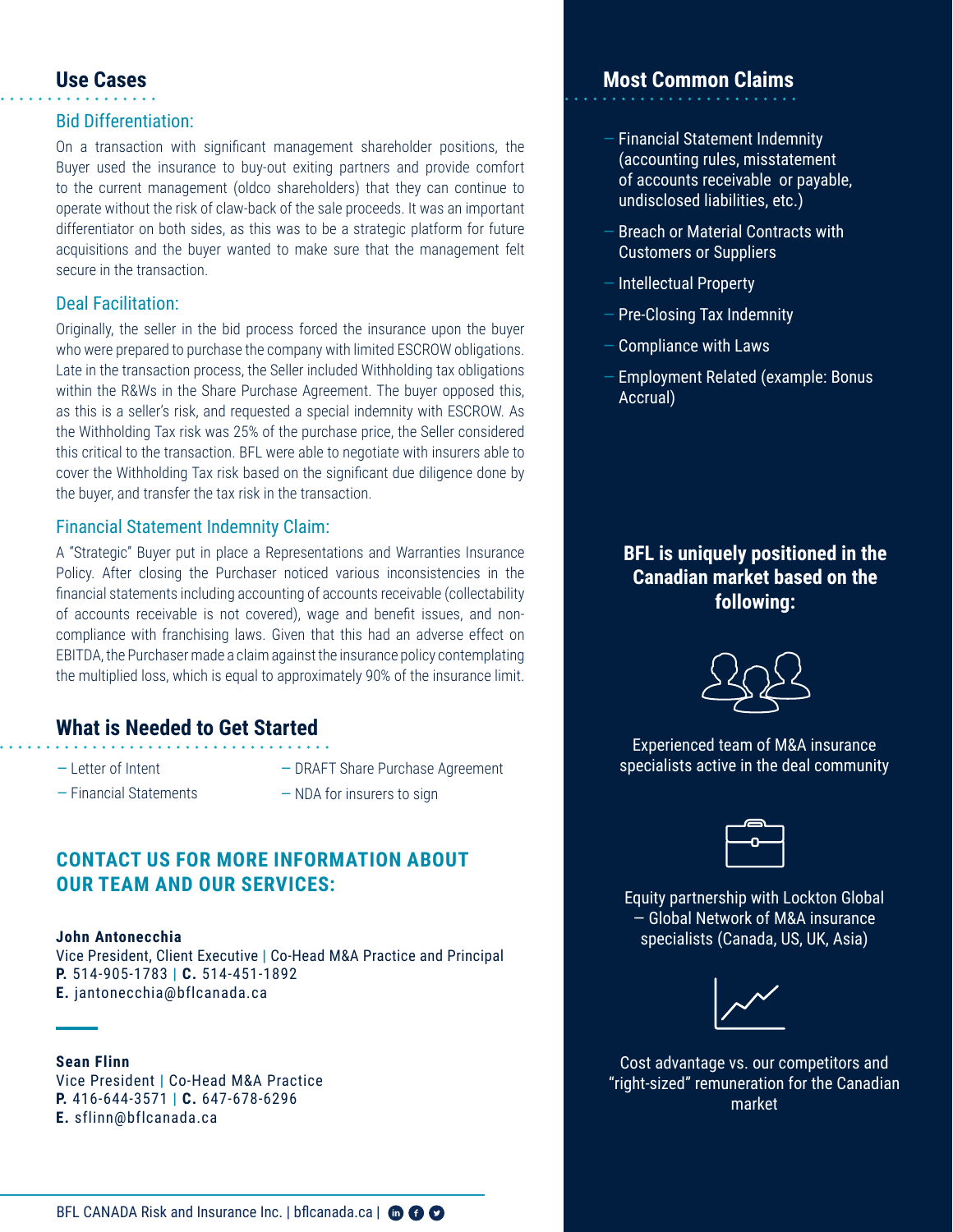## Use Cases

### Bid Differentiation:

On a transaction with significant management shareholder positions, the Buyer used the insurance to buy-out exiting partners and provide comfort to the current management (oldco shareholders) that they can continue to operate without the risk of claw-back of the sale proceeds. It was an important differentiator on both sides, as this was to be a strategic platform for future acquisitions and the buyer wanted to make sure that the management felt secure in the transaction.

### Deal Facilitation:

Originally, the seller in the bid process forced the insurance upon the buyer who were prepared to purchase the company with limited ESCROW obligations. Late in the transaction process, the Seller included Withholding tax obligations within the R&Ws in the Share Purchase Agreement. The buyer opposed this, as this is a seller's risk, and requested a special indemnity with ESCROW. As the Withholding Tax risk was 25% of the purchase price, the Seller considered this critical to the transaction. BFL were able to negotiate with insurers able to cover the Withholding Tax risk based on the significant due diligence done by the buyer, and transfer the tax risk in the transaction.

### Financial Statement Indemnity Claim:

A "Strategic" Buyer put in place a Representations and Warranties Insurance Policy. After closing the Purchaser noticed various inconsistencies in the financial statements including accounting of accounts receivable (collectability of accounts receivable is not covered), wage and benefit issues, and non-compliance with franchising laws. Given that this had an adverse effect on EBITDA, the Purchaser made a claim against the insurance policy contemplating the multiplied loss, which is equal to approximately 90% of the insurance limit.

## What is Needed to Get Started

- Letter of Intent
- Financial Statements
- DRAFT Share Purchase Agreement
- NDA for insurers to sign

## CONTACT US FOR MORE INFORMATION ABOUT OUR TEAM AND OUR SERVICES:

**John Antonecchia**
Vice President, Client Executive | Co-Head M&A Practice and Principal
**P.** 514-905-1783 | **C.** 514-451-1892
**E.** jantonecchia@bflcanada.ca

**Sean Flinn**
Vice President | Co-Head M&A Practice
**P.** 416-644-3571 | **C.** 647-678-6296
**E.** sflinn@bflcanada.ca

BFL CANADA Risk and Insurance Inc. | bflcanada.ca |

## Most Common Claims

- Financial Statement Indemnity (accounting rules, misstatement of accounts receivable or payable, undisclosed liabilities, etc.)
- Breach or Material Contracts with Customers or Suppliers
- Intellectual Property
- Pre-Closing Tax Indemnity
- Compliance with Laws
- Employment Related (example: Bonus Accrual)

### BFL is uniquely positioned in the Canadian market based on the following:

Experienced team of M&A insurance specialists active in the deal community

Equity partnership with Lockton Global – Global Network of M&A insurance specialists (Canada, US, UK, Asia)

Cost advantage vs. our competitors and "right-sized" remuneration for the Canadian market